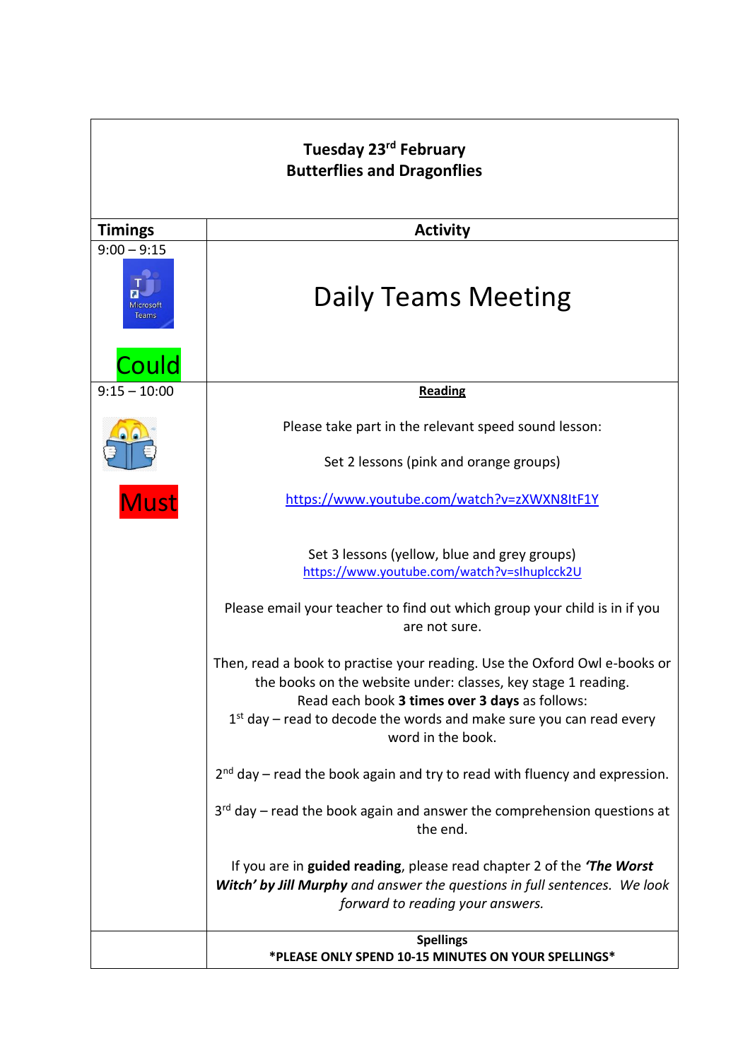**Tuesday 23rd February**
**Butterflies and Dragonflies**

| Timings | Activity |
|---|---|
| 9:00 – 9:15<br><br>Could | Daily Teams Meeting |
| 9:15 – 10:00<br><br>Must | **Reading**<br><br>Please take part in the relevant speed sound lesson:<br><br>Set 2 lessons (pink and orange groups)<br><br>https://www.youtube.com/watch?v=zXWXN8ItF1Y<br><br>Set 3 lessons (yellow, blue and grey groups)<br>https://www.youtube.com/watch?v=sIhuplcck2U<br><br>Please email your teacher to find out which group your child is in if you are not sure.<br><br>Then, read a book to practise your reading. Use the Oxford Owl e-books or the books on the website under: classes, key stage 1 reading.<br>Read each book **3 times over 3 days** as follows:<br>1st day – read to decode the words and make sure you can read every word in the book.<br><br>2nd day – read the book again and try to read with fluency and expression.<br><br>3rd day – read the book again and answer the comprehension questions at the end.<br><br>If you are in **guided reading**, please read chapter 2 of the ***'The Worst Witch' by Jill Murphy*** *and answer the questions in full sentences. We look forward to reading your answers.* |
| | **Spellings**<br>**\*PLEASE ONLY SPEND 10-15 MINUTES ON YOUR SPELLINGS\*** |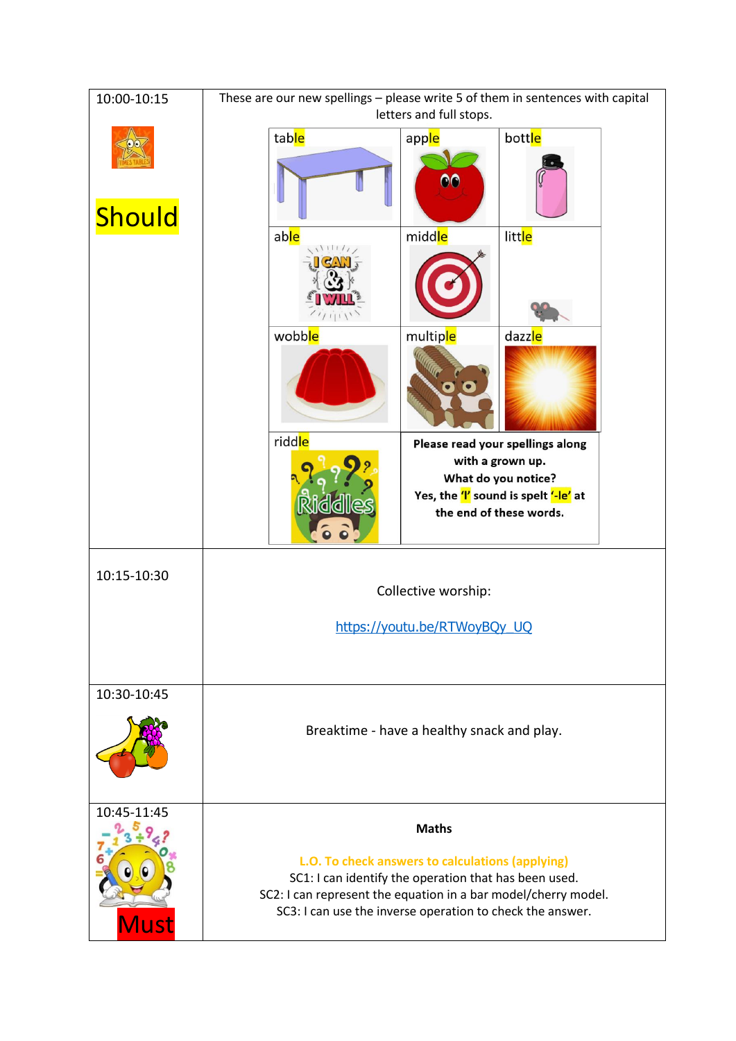| | |
|---|---|
| 10:00-10:15<br><br>Should | These are our new spellings – please write 5 of them in sentences with capital letters and full stops.<br><br>table · apple · bottle<br>able · middle · little<br>wobble · multiple · dazzle<br>riddle<br><br>**Please read your spellings along with a grown up.**<br>**What do you notice?**<br>**Yes, the 'l' sound is spelt '-le' at the end of these words.** |
| 10:15-10:30 | Collective worship:<br><br>[https://youtu.be/RTWoyBQy_UQ](https://youtu.be/RTWoyBQy_UQ) |
| 10:30-10:45 | Breaktime - have a healthy snack and play. |
| 10:45-11:45<br><br>Must | **Maths**<br><br>**L.O. To check answers to calculations (applying)**<br>SC1: I can identify the operation that has been used.<br>SC2: I can represent the equation in a bar model/cherry model.<br>SC3: I can use the inverse operation to check the answer. |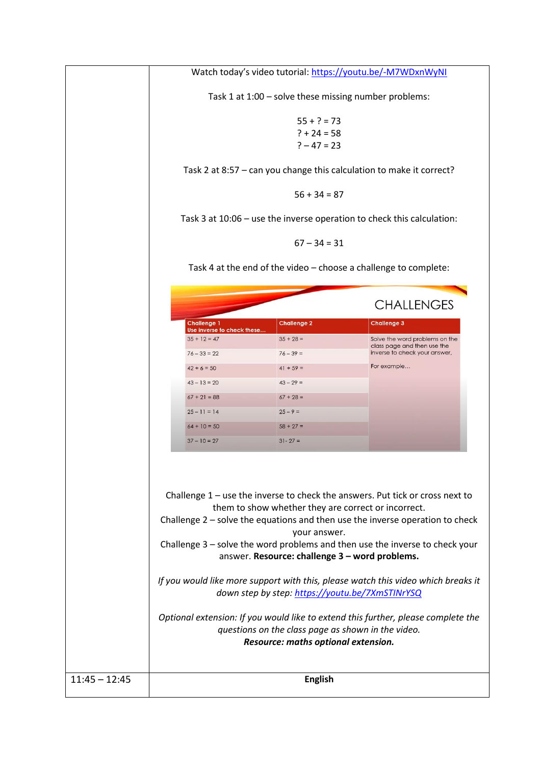| | Watch today's video tutorial: https://youtu.be/-M7WDxnWyNI<br><br>Task 1 at 1:00 – solve these missing number problems:<br><br>55 + ? = 73<br>? + 24 = 58<br>? – 47 = 23<br><br>Task 2 at 8:57 – can you change this calculation to make it correct?<br><br>56 + 34 = 87<br><br>Task 3 at 10:06 – use the inverse operation to check this calculation:<br><br>67 – 34 = 31<br><br>Task 4 at the end of the video – choose a challenge to complete: |
|---|---|

**CHALLENGES**

| Challenge 1<br>Use inverse to check these… | Challenge 2 | Challenge 3 |
|---|---|---|
| 35 + 12 = 47 | 35 + 28 = | Solve the word problems on the class page and then use the inverse to check your answer.<br><br>For example… |
| 76 – 33 = 22 | 76 – 39 = | |
| 42 + 6 = 50 | 41 + 59 = | |
| 43 – 13 = 20 | 43 – 29 = | |
| 67 + 21 = 88 | 67 + 28 = | |
| 25 – 11 = 14 | 25 – 9 = | |
| 64 + 10 = 50 | 58 + 27 = | |
| 37 – 10 = 27 | 31- 27 = | |

Challenge 1 – use the inverse to check the answers. Put tick or cross next to them to show whether they are correct or incorrect.
Challenge 2 – solve the equations and then use the inverse operation to check your answer.
Challenge 3 – solve the word problems and then use the inverse to check your answer. **Resource: challenge 3 – word problems.**

*If you would like more support with this, please watch this video which breaks it down step by step: https://youtu.be/7XmSTINrYSQ*

*Optional extension: If you would like to extend this further, please complete the questions on the class page as shown in the video.*
***Resource: maths optional extension.***

| 11:45 – 12:45 | **English** |
|---|---|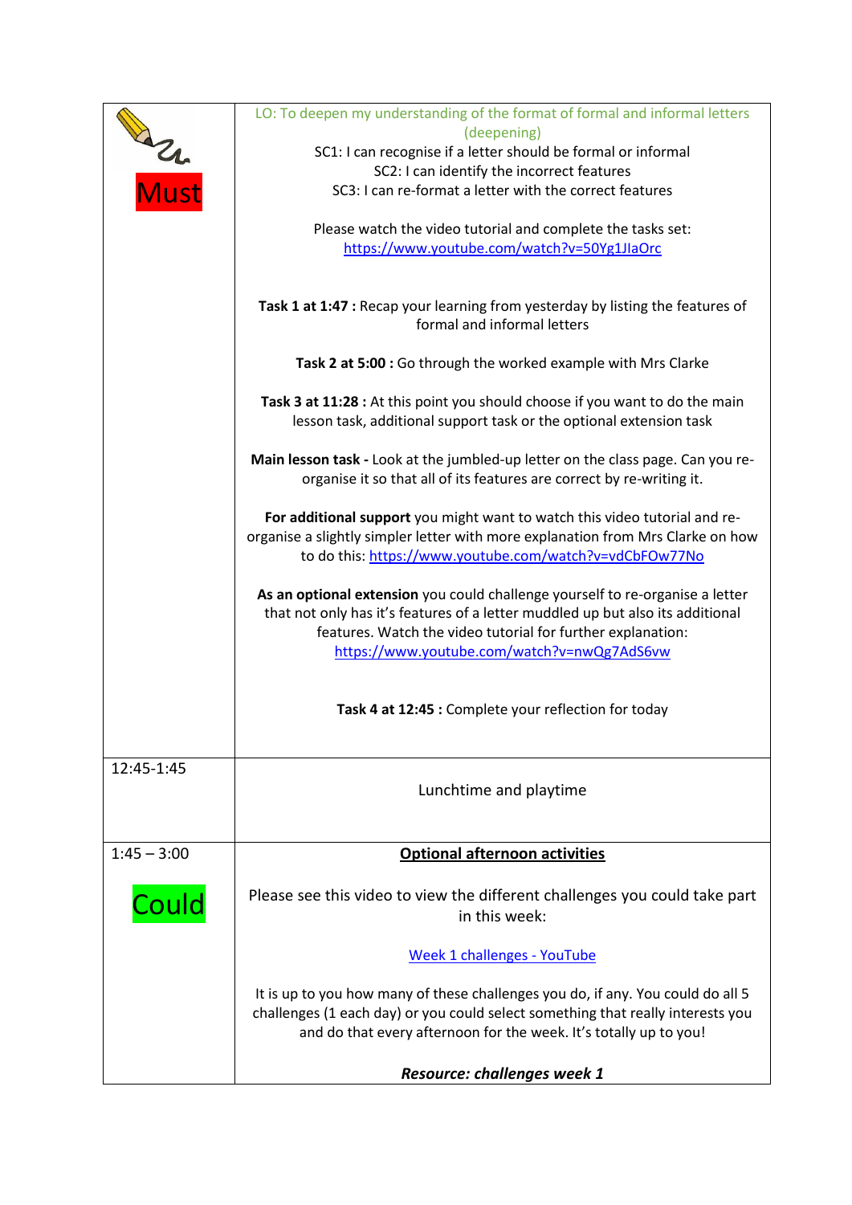| | |
|---|---|
| Must | LO: To deepen my understanding of the format of formal and informal letters (deepening)<br>SC1: I can recognise if a letter should be formal or informal<br>SC2: I can identify the incorrect features<br>SC3: I can re-format a letter with the correct features<br><br>Please watch the video tutorial and complete the tasks set:<br>https://www.youtube.com/watch?v=50Yg1JIaOrc<br><br>**Task 1 at 1:47 :** Recap your learning from yesterday by listing the features of formal and informal letters<br><br>**Task 2 at 5:00 :** Go through the worked example with Mrs Clarke<br><br>**Task 3 at 11:28 :** At this point you should choose if you want to do the main lesson task, additional support task or the optional extension task<br><br>**Main lesson task -** Look at the jumbled-up letter on the class page. Can you re-organise it so that all of its features are correct by re-writing it.<br><br>**For additional support** you might want to watch this video tutorial and re-organise a slightly simpler letter with more explanation from Mrs Clarke on how to do this: https://www.youtube.com/watch?v=vdCbFOw77No<br><br>**As an optional extension** you could challenge yourself to re-organise a letter that not only has it's features of a letter muddled up but also its additional features. Watch the video tutorial for further explanation: https://www.youtube.com/watch?v=nwQg7AdS6vw<br><br>**Task 4 at 12:45 :** Complete your reflection for today |
| 12:45-1:45 | Lunchtime and playtime |
| 1:45 – 3:00<br><br>Could | **Optional afternoon activities**<br><br>Please see this video to view the different challenges you could take part in this week:<br><br>Week 1 challenges - YouTube<br><br>It is up to you how many of these challenges you do, if any. You could do all 5 challenges (1 each day) or you could select something that really interests you and do that every afternoon for the week. It's totally up to you!<br><br>***Resource: challenges week 1*** |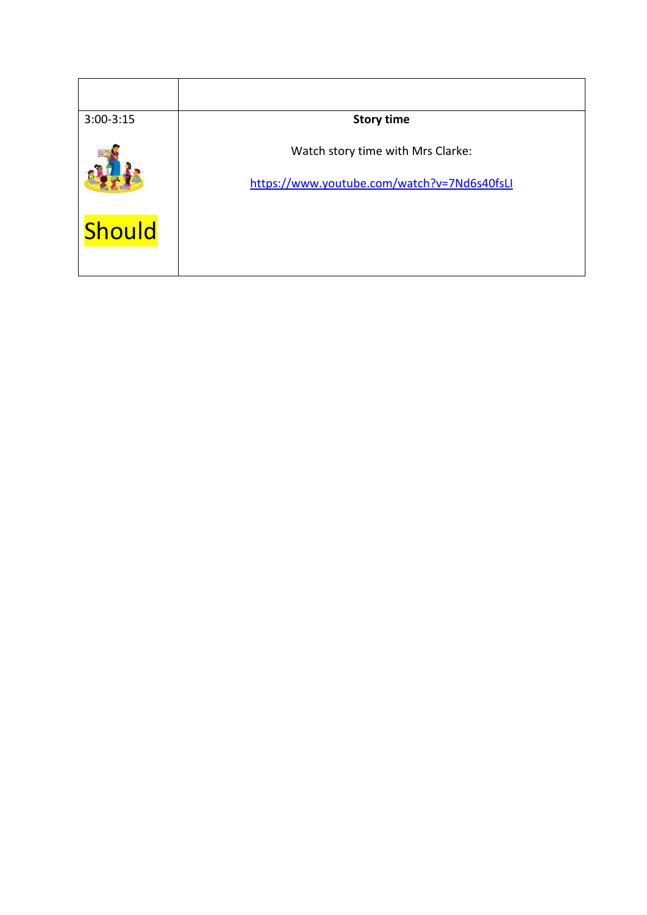| | |
|---|---|
| 3:00-3:15<br><br>Should | **Story time**<br><br>Watch story time with Mrs Clarke:<br><br>https://www.youtube.com/watch?v=7Nd6s40fsLI |